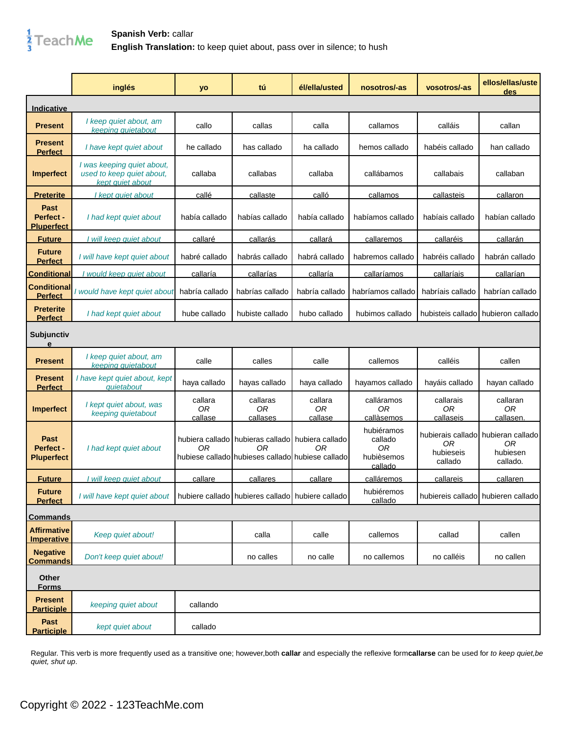**Spanish Verb:** callar
**English Translation:** to keep quiet about, pass over in silence; to hush

| | inglés | yo | tú | él/ella/usted | nosotros/-as | vosotros/-as | ellos/ellas/ustedes |
|---|---|---|---|---|---|---|---|
| **Indicative** | | | | | | | |
| **Present** | *I keep quiet about, am keeping quietabout* | callo | callas | calla | callamos | calláis | callan |
| **Present Perfect** | *I have kept quiet about* | he callado | has callado | ha callado | hemos callado | habéis callado | han callado |
| **Imperfect** | *I was keeping quiet about, used to keep quiet about, kept quiet about* | callaba | callabas | callaba | callábamos | callabais | callaban |
| **Preterite** | *I kept quiet about* | callé | callaste | calló | callamos | callasteis | callaron |
| **Past Perfect - Pluperfect** | *I had kept quiet about* | había callado | habías callado | había callado | habíamos callado | habíais callado | habían callado |
| **Future** | *I will keep quiet about* | callaré | callarás | callará | callaremos | callaréis | callarán |
| **Future Perfect** | *I will have kept quiet about* | habré callado | habrás callado | habrá callado | habremos callado | habréis callado | habrán callado |
| **Conditional** | *I would keep quiet about* | callaría | callarías | callaría | callaríamos | callaríais | callarían |
| **Conditional Perfect** | *I would have kept quiet about* | habría callado | habrías callado | habría callado | habríamos callado | habríais callado | habrían callado |
| **Preterite Perfect** | *I had kept quiet about* | hube callado | hubiste callado | hubo callado | hubimos callado | hubisteis callado | hubieron callado |
| **Subjunctive** | | | | | | | |
| **Present** | *I keep quiet about, am keeping quietabout* | calle | calles | calle | callemos | calléis | callen |
| **Present Perfect** | *I have kept quiet about, kept quietabout* | haya callado | hayas callado | haya callado | hayamos callado | hayáis callado | hayan callado |
| **Imperfect** | *I kept quiet about, was keeping quietabout* | callara *OR* callase | callaras *OR* callases | callara *OR* callase | calláramos *OR* callàsemos | callarais *OR* callaseis | callaran *OR* callasen. |
| **Past Perfect - Pluperfect** | *I had kept quiet about* | hubiera callado *OR* hubiese callado | hubieras callado *OR* hubieses callado | hubiera callado *OR* hubiese callado | hubiéramos callado *OR* hubièsemos callado | hubierais callado *OR* hubieseis callado | hubieran callado *OR* hubiesen callado. |
| **Future** | *I will keep quiet about* | callare | callares | callare | calláremos | callareis | callaren |
| **Future Perfect** | *I will have kept quiet about* | hubiere callado | hubieres callado | hubiere callado | hubiéremos callado | hubiereis callado | hubieren callado |
| **Commands** | | | | | | | |
| **Affirmative Imperative** | *Keep quiet about!* | | calla | calle | callemos | callad | callen |
| **Negative Commands** | *Don't keep quiet about!* | | no calles | no calle | no callemos | no calléis | no callen |
| **Other Forms** | | | | | | | |
| **Present Participle** | *keeping quiet about* | callando | | | | | |
| **Past Participle** | *kept quiet about* | callado | | | | | |

Regular. This verb is more frequently used as a transitive one; however,both **callar** and especially the reflexive form**callarse** can be used for *to keep quiet,be quiet, shut up*.

Copyright © 2022 - 123TeachMe.com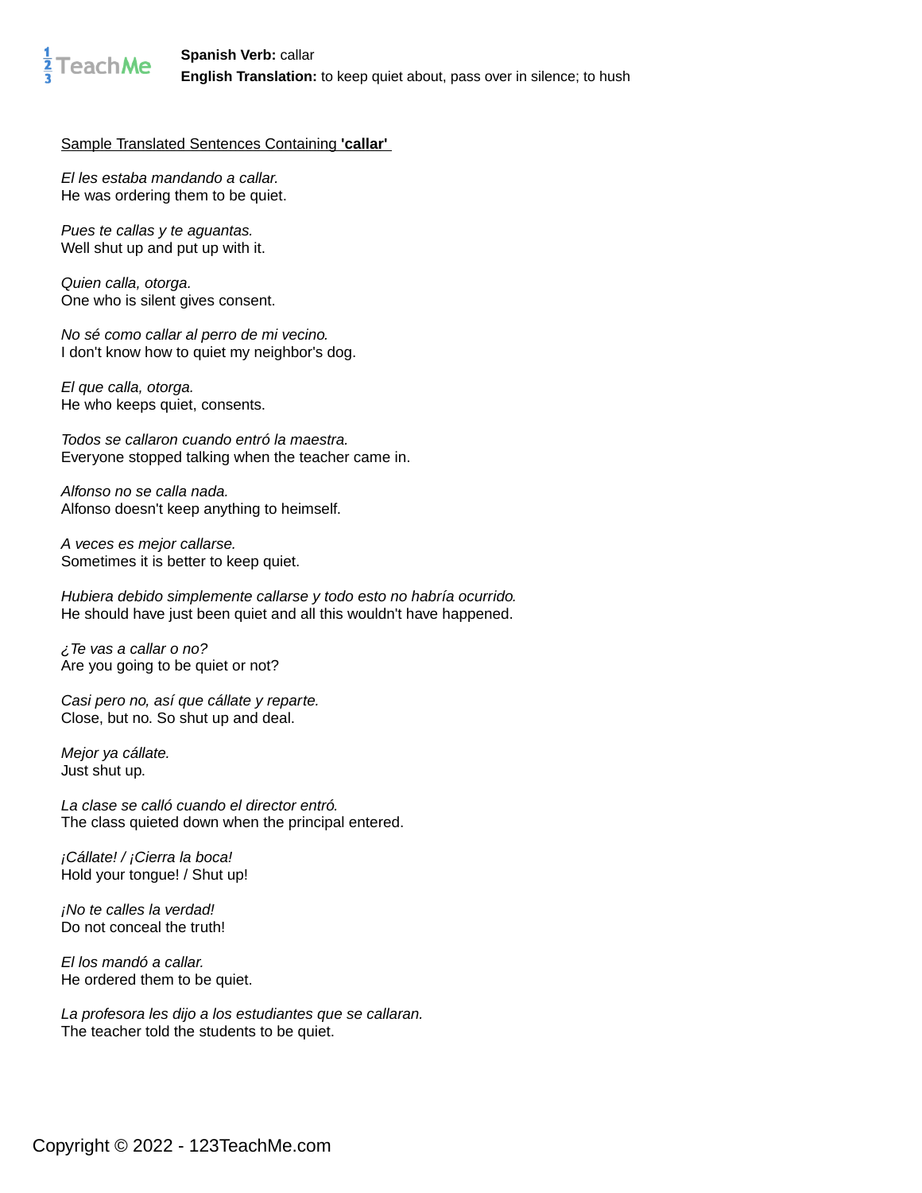**Spanish Verb:** callar
**English Translation:** to keep quiet about, pass over in silence; to hush

Sample Translated Sentences Containing **'callar'**

*El les estaba mandando a callar.*
He was ordering them to be quiet.

*Pues te callas y te aguantas.*
Well shut up and put up with it.

*Quien calla, otorga.*
One who is silent gives consent.

*No sé como callar al perro de mi vecino.*
I don't know how to quiet my neighbor's dog.

*El que calla, otorga.*
He who keeps quiet, consents.

*Todos se callaron cuando entró la maestra.*
Everyone stopped talking when the teacher came in.

*Alfonso no se calla nada.*
Alfonso doesn't keep anything to heimself.

*A veces es mejor callarse.*
Sometimes it is better to keep quiet.

*Hubiera debido simplemente callarse y todo esto no habría ocurrido.*
He should have just been quiet and all this wouldn't have happened.

*¿Te vas a callar o no?*
Are you going to be quiet or not?

*Casi pero no, así que cállate y reparte.*
Close, but no. So shut up and deal.

*Mejor ya cállate.*
Just shut up.

*La clase se calló cuando el director entró.*
The class quieted down when the principal entered.

*¡Cállate! / ¡Cierra la boca!*
Hold your tongue! / Shut up!

*¡No te calles la verdad!*
Do not conceal the truth!

*El los mandó a callar.*
He ordered them to be quiet.

*La profesora les dijo a los estudiantes que se callaran.*
The teacher told the students to be quiet.

Copyright © 2022 - 123TeachMe.com